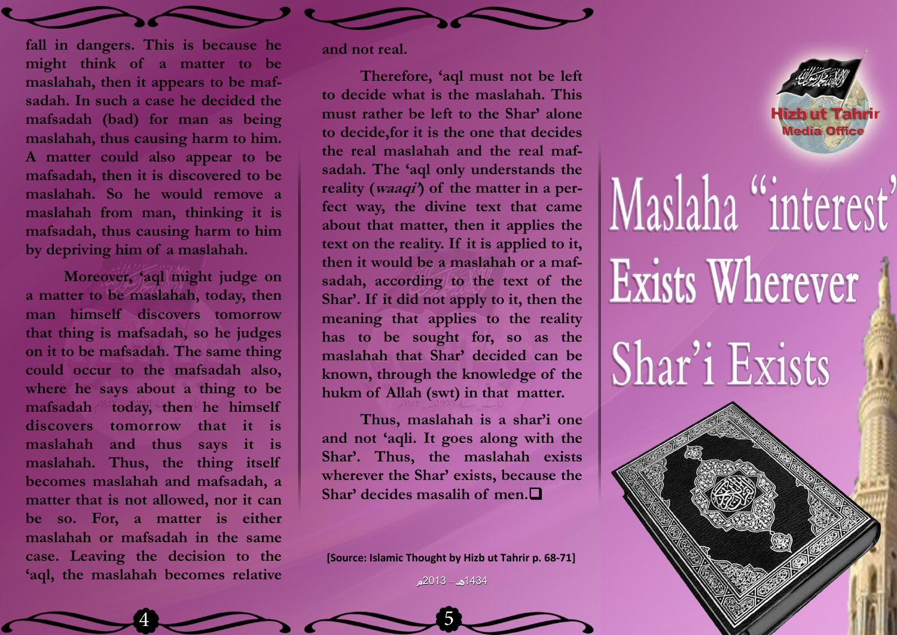fall in dangers. This is because he might think of a matter to be maslahah, then it appears to be mafsadah. In such a case he decided the mafsadah (bad) for man as being maslahah, thus causing harm to him. A matter could also appear to be mafsadah, then it is discovered to be maslahah. So he would remove a maslahah from man, thinking it is mafsadah, thus causing harm to him by depriving him of a maslahah.

Moreover, 'aql might judge on a matter to be maslahah, today, then man himself discovers tomorrow that thing is mafsadah, so he judges on it to be mafsadah. The same thing could occur to the mafsadah also, where he says about a thing to be mafsadah today, then he himself discovers tomorrow that it is maslahah and thus says it is maslahah. Thus, the thing itself becomes maslahah and mafsadah, a matter that is not allowed, nor it can be so. For, a matter is either maslahah or mafsadah in the same case. Leaving the decision to the 'aql, the maslahah becomes relative and not real.

Therefore, 'aql must not be left to decide what is the maslahah. This must rather be left to the Shar' alone to decide,for it is the one that decides the real maslahah and the real mafsadah. The 'aql only understands the reality (*waaqi'*) of the matter in a perfect way, the divine text that came about that matter, then it applies the text on the reality. If it is applied to it, then it would be a maslahah or a mafsadah, according to the text of the Shar'. If it did not apply to it, then the meaning that applies to the reality has to be sought for, so as the maslahah that Shar' decided can be known, through the knowledge of the hukm of Allah (swt) in that matter.

Thus, maslahah is a shar'i one and not 'aqli. It goes along with the Shar'. Thus, the maslahah exists wherever the Shar' exists, because the Shar' decides masalih of men.❑

**[Source: Islamic Thought by Hizb ut Tahrir p. 68-71]**

1434هـ - 2013م

Hizb ut Tahrir
Media Office

# Maslaha "interest" Exists Wherever Shar'i Exists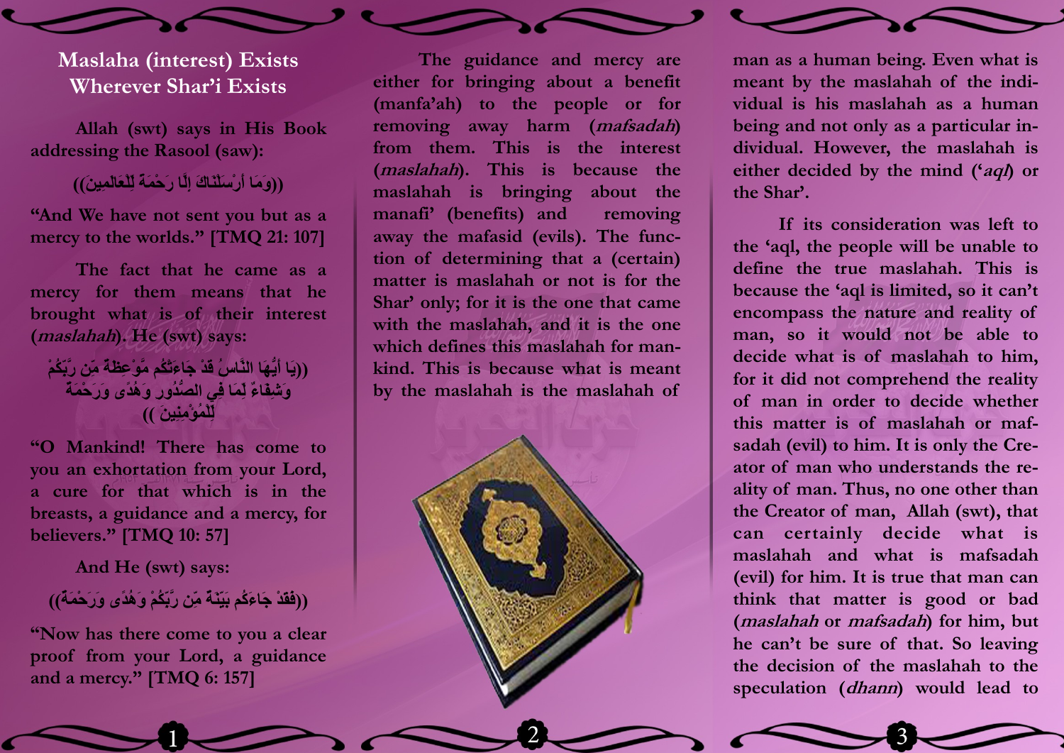## Maslaha (interest) Exists Wherever Shar'i Exists

Allah (swt) says in His Book addressing the Rasool (saw):

((وَمَا أَرْسَلْنَاكَ إِلَّا رَحْمَةً لِلْعَالَمِينَ))

"And We have not sent you but as a mercy to the worlds." [TMQ 21: 107]

The fact that he came as a mercy for them means that he brought what is of their interest (*maslahah*). He (swt) says:

((يَا أَيُّهَا النَّاسُ قَدْ جَاءَتْكُم مَّوْعِظَةٌ مِّن رَّبِّكُمْ وَشِفَاءٌ لِّمَا فِي الصُّدُورِ وَهُدًى وَرَحْمَةٌ لِّلْمُؤْمِنِينَ ))

"O Mankind! There has come to you an exhortation from your Lord, a cure for that which is in the breasts, a guidance and a mercy, for believers." [TMQ 10: 57]

And He (swt) says:

((فَقَدْ جَاءَكُم بَيِّنَةٌ مِّن رَّبِّكُمْ وَهُدًى وَرَحْمَةٌ))

"Now has there come to you a clear proof from your Lord, a guidance and a mercy." [TMQ 6: 157]

The guidance and mercy are either for bringing about a benefit (manfa'ah) to the people or for removing away harm (*mafsadah*) from them. This is the interest (*maslahah*). This is because the maslahah is bringing about the manafi' (benefits) and removing away the mafasid (evils). The function of determining that a (certain) matter is maslahah or not is for the Shar' only; for it is the one that came with the maslahah, and it is the one which defines this maslahah for mankind. This is because what is meant by the maslahah is the maslahah of man as a human being. Even what is meant by the maslahah of the individual is his maslahah as a human being and not only as a particular individual. However, the maslahah is either decided by the mind (*'aql*) or the Shar'.

If its consideration was left to the 'aql, the people will be unable to define the true maslahah. This is because the 'aql is limited, so it can't encompass the nature and reality of man, so it would not be able to decide what is of maslahah to him, for it did not comprehend the reality of man in order to decide whether this matter is of maslahah or mafsadah (evil) to him. It is only the Creator of man who understands the reality of man. Thus, no one other than the Creator of man, Allah (swt), that can certainly decide what is maslahah and what is mafsadah (evil) for him. It is true that man can think that matter is good or bad (*maslahah* or *mafsadah*) for him, but he can't be sure of that. So leaving the decision of the maslahah to the speculation (*dhann*) would lead to